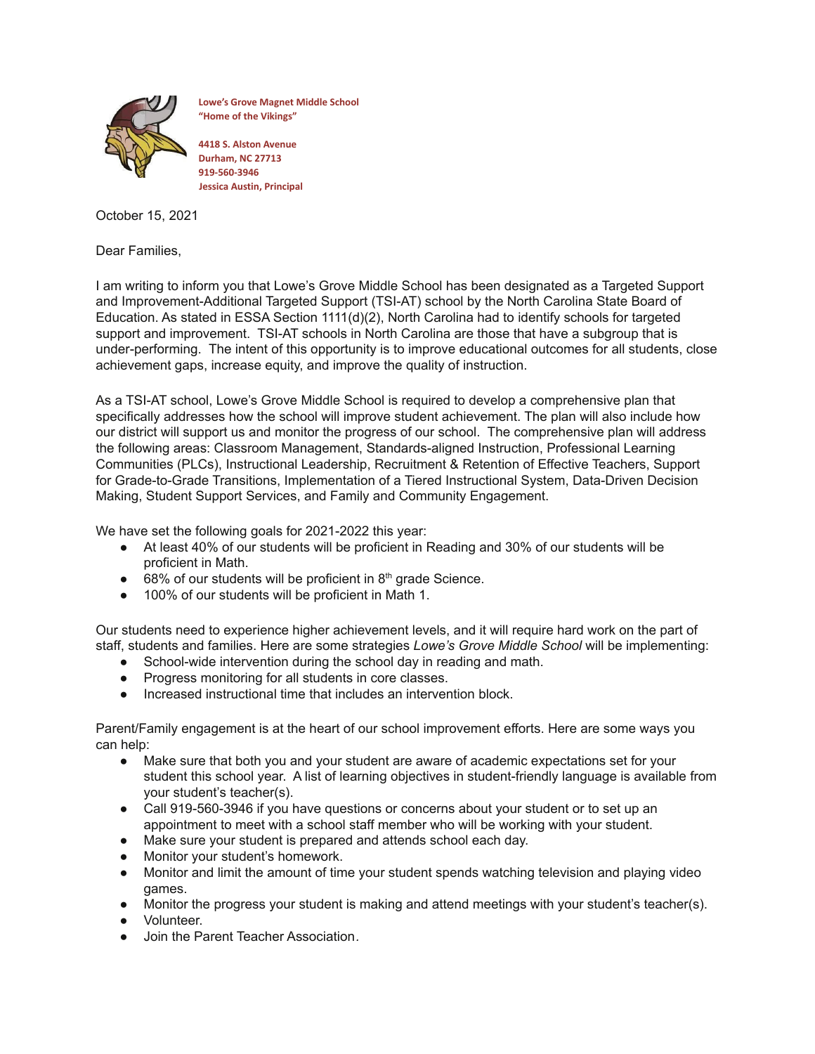**Lowe's Grove Magnet Middle School**
**"Home of the Vikings"**

**4418 S. Alston Avenue**
**Durham, NC 27713**
**919-560-3946**
**Jessica Austin, Principal**

October 15, 2021

Dear Families,

I am writing to inform you that Lowe's Grove Middle School has been designated as a Targeted Support and Improvement-Additional Targeted Support (TSI-AT) school by the North Carolina State Board of Education. As stated in ESSA Section 1111(d)(2), North Carolina had to identify schools for targeted support and improvement. TSI-AT schools in North Carolina are those that have a subgroup that is under-performing. The intent of this opportunity is to improve educational outcomes for all students, close achievement gaps, increase equity, and improve the quality of instruction.

As a TSI-AT school, Lowe's Grove Middle School is required to develop a comprehensive plan that specifically addresses how the school will improve student achievement. The plan will also include how our district will support us and monitor the progress of our school. The comprehensive plan will address the following areas: Classroom Management, Standards-aligned Instruction, Professional Learning Communities (PLCs), Instructional Leadership, Recruitment & Retention of Effective Teachers, Support for Grade-to-Grade Transitions, Implementation of a Tiered Instructional System, Data-Driven Decision Making, Student Support Services, and Family and Community Engagement.

We have set the following goals for 2021-2022 this year:

- At least 40% of our students will be proficient in Reading and 30% of our students will be proficient in Math.
- 68% of our students will be proficient in 8th grade Science.
- 100% of our students will be proficient in Math 1.

Our students need to experience higher achievement levels, and it will require hard work on the part of staff, students and families. Here are some strategies *Lowe's Grove Middle School* will be implementing:

- School-wide intervention during the school day in reading and math.
- Progress monitoring for all students in core classes.
- Increased instructional time that includes an intervention block.

Parent/Family engagement is at the heart of our school improvement efforts. Here are some ways you can help:

- Make sure that both you and your student are aware of academic expectations set for your student this school year. A list of learning objectives in student-friendly language is available from your student's teacher(s).
- Call 919-560-3946 if you have questions or concerns about your student or to set up an appointment to meet with a school staff member who will be working with your student.
- Make sure your student is prepared and attends school each day.
- Monitor your student's homework.
- Monitor and limit the amount of time your student spends watching television and playing video games.
- Monitor the progress your student is making and attend meetings with your student's teacher(s).
- Volunteer.
- Join the Parent Teacher Association.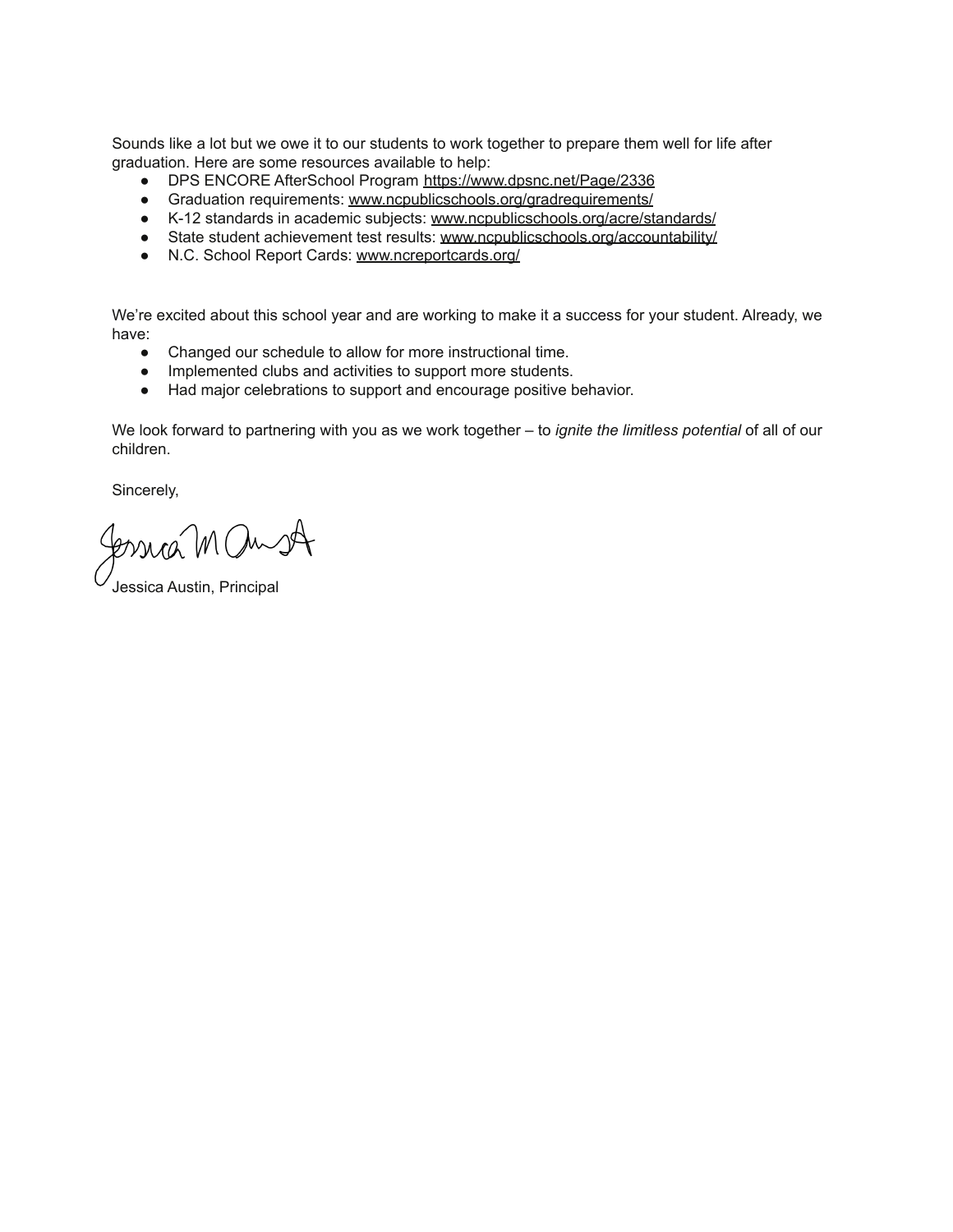Sounds like a lot but we owe it to our students to work together to prepare them well for life after graduation. Here are some resources available to help:

- DPS ENCORE AfterSchool Program https://www.dpsnc.net/Page/2336
- Graduation requirements: www.ncpublicschools.org/gradrequirements/
- K-12 standards in academic subjects: www.ncpublicschools.org/acre/standards/
- State student achievement test results: www.ncpublicschools.org/accountability/
- N.C. School Report Cards: www.ncreportcards.org/

We're excited about this school year and are working to make it a success for your student. Already, we have:

- Changed our schedule to allow for more instructional time.
- Implemented clubs and activities to support more students.
- Had major celebrations to support and encourage positive behavior.

We look forward to partnering with you as we work together – to *ignite the limitless potential* of all of our children.

Sincerely,

Jessica Austin, Principal